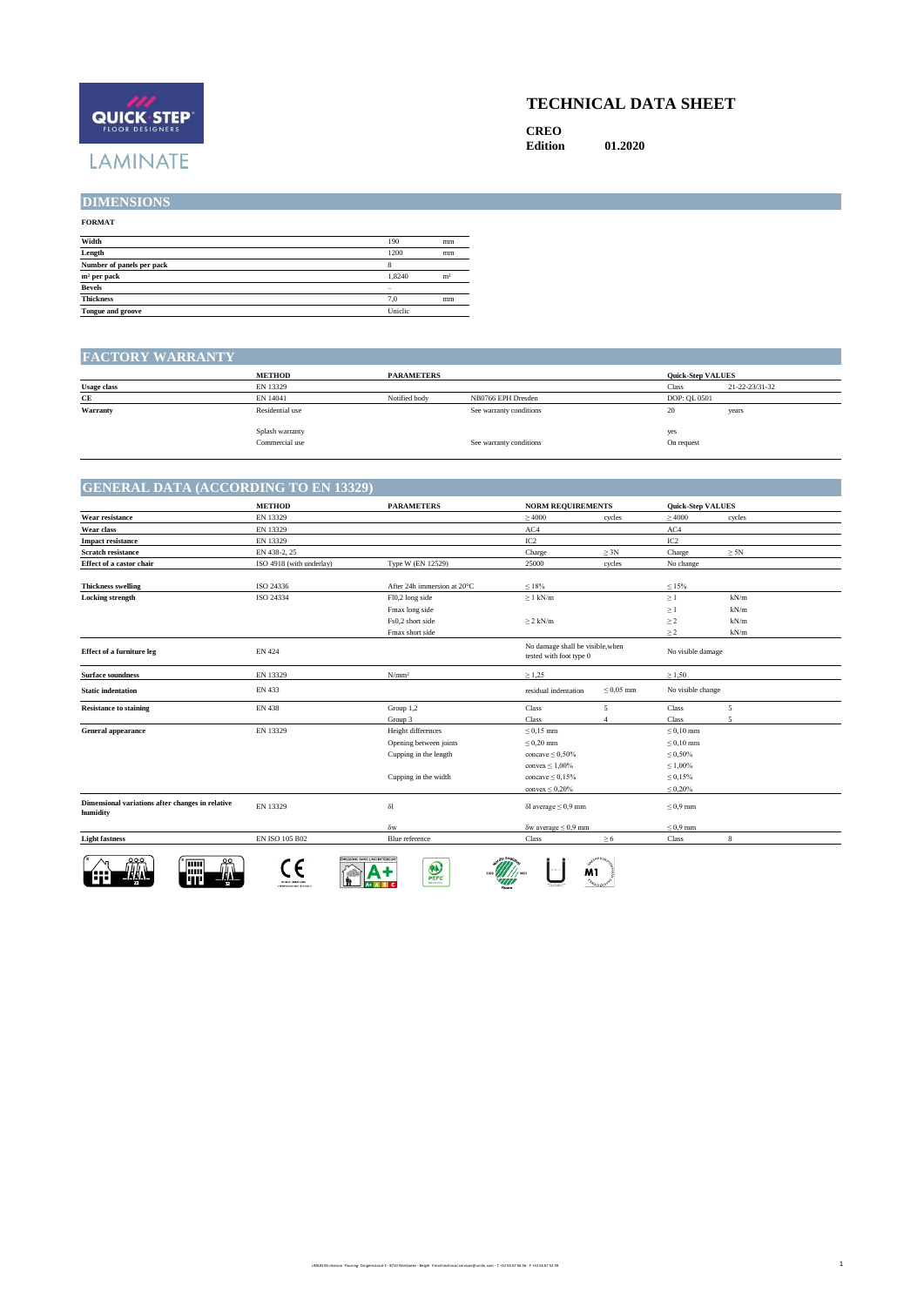QUICK·STEP FLOOR DESIGNERS

LAMINATE

# TECHNICAL DATA SHEET

**CREO**
**Edition** **01.2020**

## DIMENSIONS

**FORMAT**

| | | |
|---|---|---|
| **Width** | 190 | mm |
| **Length** | 1200 | mm |
| **Number of panels per pack** | 8 | |
| **m² per pack** | 1,8240 | m² |
| **Bevels** | – | |
| **Thickness** | 7,0 | mm |
| **Tongue and groove** | Uniclic | |

## FACTORY WARRANTY

| | METHOD | PARAMETERS | | Quick-Step VALUES | |
|---|---|---|---|---|---|
| **Usage class** | EN 13329 | | | Class | 21-22-23/31-32 |
| **CE** | EN 14041 | Notified body | NB0766 EPH Dresden | DOP: QL 0501 | |
| **Warranty** | Residential use | | See warranty conditions | 20 | years |
| | Splash warranty | | | yes | |
| | Commercial use | | See warranty conditions | On request | |

## GENERAL DATA (ACCORDING TO EN 13329)

| | METHOD | PARAMETERS | NORM REQUIREMENTS | | Quick-Step VALUES | |
|---|---|---|---|---|---|---|
| **Wear resistance** | EN 13329 | | ≥ 4000 | cycles | ≥ 4000 | cycles |
| **Wear class** | EN 13329 | | AC4 | | AC4 | |
| **Impact resistance** | EN 13329 | | IC2 | | IC2 | |
| **Scratch resistance** | EN 438-2, 25 | | Charge | ≥ 3N | Charge | ≥ 5N |
| **Effect of a castor chair** | ISO 4918 (with underlay) | Type W (EN 12529) | 25000 | cycles | No change | |
| **Thickness swelling** | ISO 24336 | After 24h immersion at 20°C | ≤ 18% | | ≤ 15% | |
| **Locking strength** | ISO 24334 | Fl0,2 long side | ≥ 1 kN/m | | ≥ 1 | kN/m |
| | | Fmax long side | | | ≥ 1 | kN/m |
| | | Fs0,2 short side | ≥ 2 kN/m | | ≥ 2 | kN/m |
| | | Fmax short side | | | ≥ 2 | kN/m |
| **Effect of a furniture leg** | EN 424 | | No damage shall be visible,when tested with foot type 0 | | No visible damage | |
| **Surface soundness** | EN 13329 | N/mm² | ≥ 1,25 | | ≥ 1,50 | |
| **Static indentation** | EN 433 | | residual indentation | ≤ 0,05 mm | No visible change | |
| **Resistance to staining** | EN 438 | Group 1,2 | Class | 5 | Class | 5 |
| | | Group 3 | Class | 4 | Class | 5 |
| **General appearance** | EN 13329 | Height differences | ≤ 0,15 mm | | ≤ 0,10 mm | |
| | | Opening between joints | ≤ 0,20 mm | | ≤ 0,10 mm | |
| | | Cupping in the length | concave ≤ 0,50% | | ≤ 0,50% | |
| | | | convex ≤ 1,00% | | ≤ 1,00% | |
| | | Cupping in the width | concave ≤ 0,15% | | ≤ 0,15% | |
| | | | convex ≤ 0,20% | | ≤ 0,20% | |
| **Dimensional variations after changes in relative humidity** | EN 13329 | δl | δl average ≤ 0,9 mm | | ≤ 0,9 mm | |
| | | δw | δw average ≤ 0,9 mm | | ≤ 0,9 mm | |
| **Light fastness** | EN ISO 105 B02 | Blue reference | Class | ≥ 6 | Class | 8 |

UNILIN BV division Flooring · Ooigemstraat 3 · 8710 Wielsbeke · België · E-mail technical.services@unilin.com · T +32 56 67 56 56 · F +32 56 67 52 09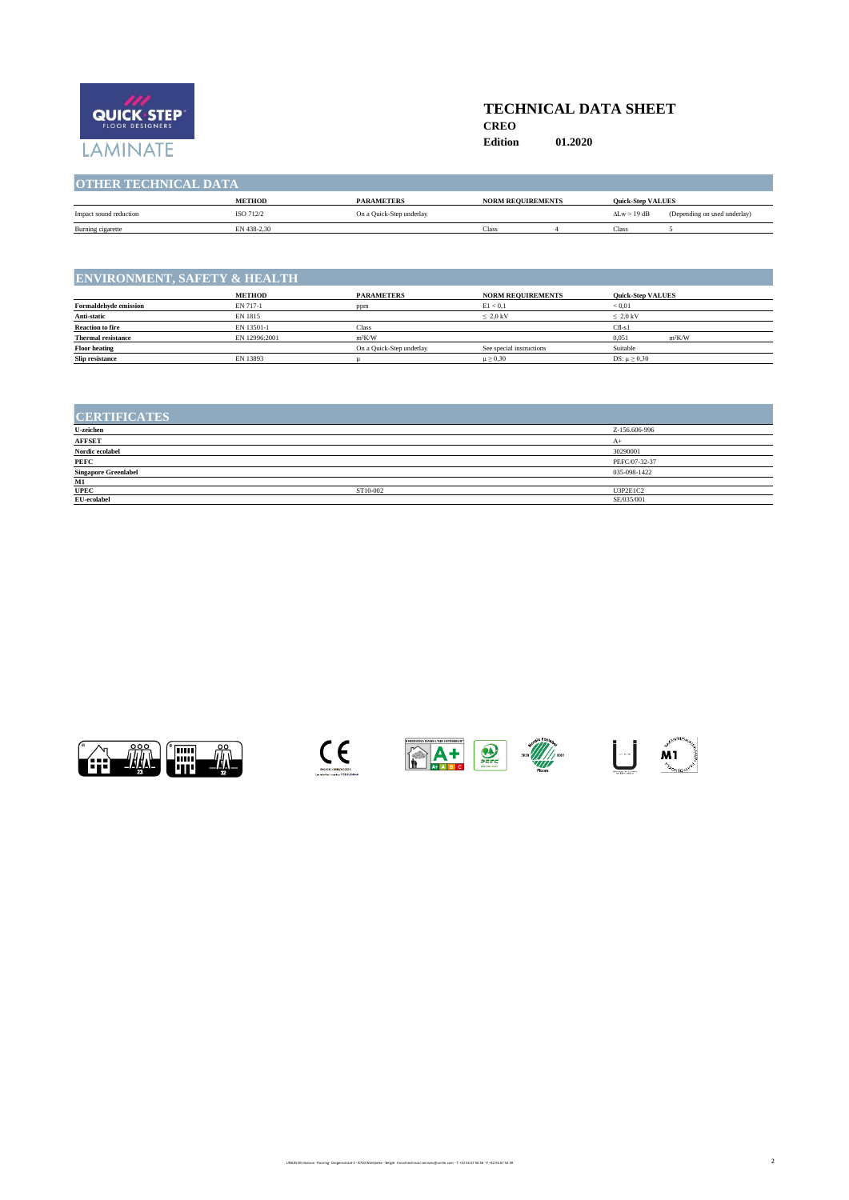QUICK·STEP FLOOR DESIGNERS
LAMINATE

# TECHNICAL DATA SHEET

**CREO**

**Edition** **01.2020**

## OTHER TECHNICAL DATA

| | METHOD | PARAMETERS | NORM REQUIREMENTS | | Quick-Step VALUES | |
|---|---|---|---|---|---|---|
| Impact sound reduction | ISO 712/2 | On a Quick-Step underlay | | | ΔLw ≈ 19 dB | (Depending on used underlay) |
| Burning cigarette | EN 438-2,30 | | Class | 4 | Class | 5 |

## ENVIRONMENT, SAFETY & HEALTH

| | METHOD | PARAMETERS | NORM REQUIREMENTS | Quick-Step VALUES | |
|---|---|---|---|---|---|
| **Formaldehyde emission** | EN 717-1 | ppm | E1 < 0,1 | < 0,01 | |
| **Anti-static** | EN 1815 | | ≤ 2,0 kV | ≤ 2,0 kV | |
| **Reaction to fire** | EN 13501-1 | Class | | Cfl-s1 | |
| **Thermal resistance** | EN 12996:2001 | m²K/W | | 0,051 | m²K/W |
| **Floor heating** | | On a Quick-Step underlay | See special instructions | Suitable | |
| **Slip resistance** | EN 13893 | μ | μ ≥ 0,30 | DS: μ ≥ 0,30 | |

## CERTIFICATES

| | | |
|---|---|---|
| **U-zeichen** | | Z-156.606-996 |
| **AFFSET** | | A+ |
| **Nordic ecolabel** | | 30290001 |
| **PEFC** | | PEFC/07-32-37 |
| **Singapore Greenlabel** | | 035-098-1422 |
| **M1** | | |
| **UPEC** | ST10-002 | U3P2E1C2 |
| **EU-ecolabel** | | SE/035/001 |